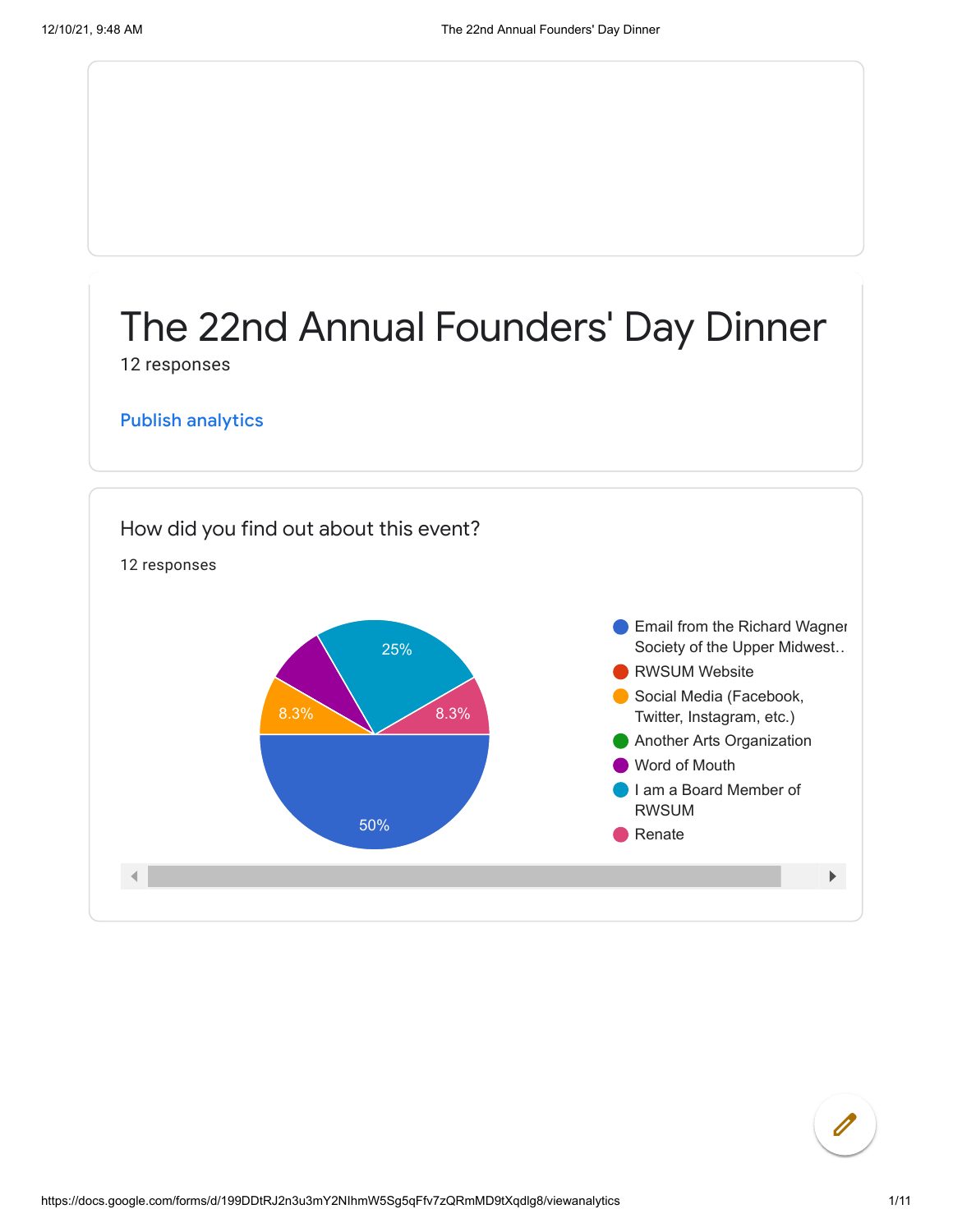# The 22nd Annual Founders' Day Dinner

12 responses

Publish analytics

## How did you find out about this event?

12 responses

25%
8.3%
8.3%
50%

- Email from the Richard Wagner Society of the Upper Midwest..
- RWSUM Website
- Social Media (Facebook, Twitter, Instagram, etc.)
- Another Arts Organization
- Word of Mouth
- I am a Board Member of RWSUM
- Renate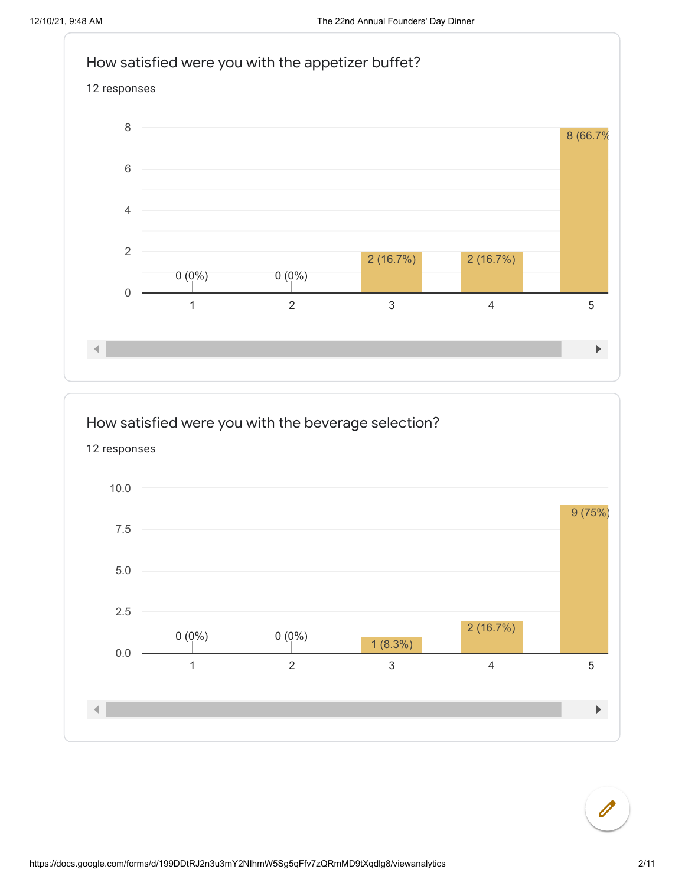## How satisfied were you with the appetizer buffet?

12 responses

8
6
4
2
0

0 (0%)
0 (0%)
2 (16.7%)
2 (16.7%)
8 (66.7%

1
2
3
4
5

## How satisfied were you with the beverage selection?

12 responses

10.0
7.5
5.0
2.5
0.0

0 (0%)
0 (0%)
1 (8.3%)
2 (16.7%)
9 (75%)

1
2
3
4
5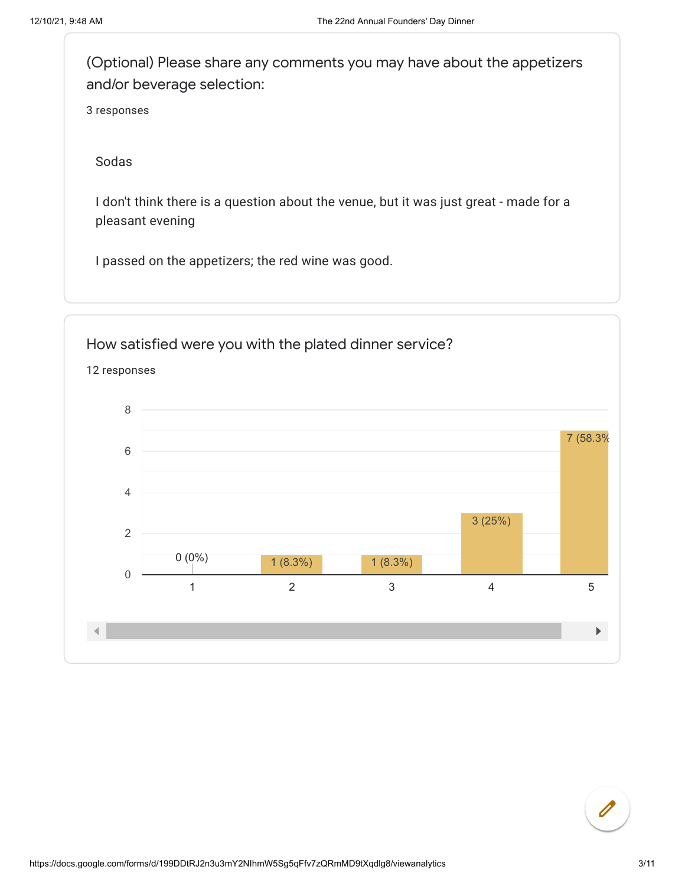(Optional) Please share any comments you may have about the appetizers and/or beverage selection:

3 responses

Sodas

I don't think there is a question about the venue, but it was just great - made for a pleasant evening

I passed on the appetizers; the red wine was good.

How satisfied were you with the plated dinner service?

12 responses

8
6
4
2
0

0 (0%)
1 (8.3%)
1 (8.3%)
3 (25%)
7 (58.3%

1
2
3
4
5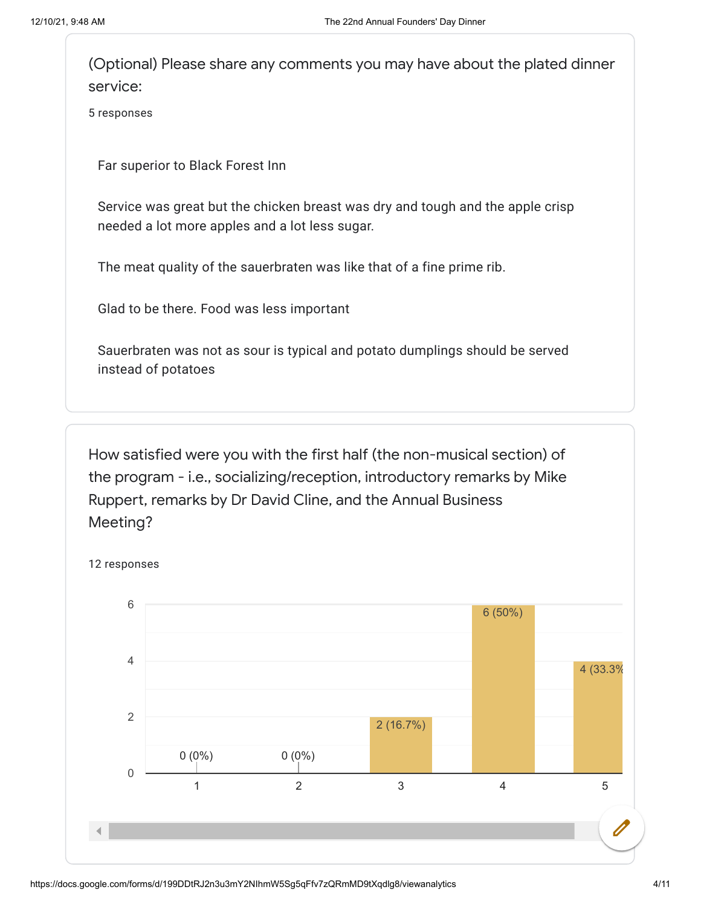(Optional) Please share any comments you may have about the plated dinner service:

5 responses

Far superior to Black Forest Inn

Service was great but the chicken breast was dry and tough and the apple crisp needed a lot more apples and a lot less sugar.

The meat quality of the sauerbraten was like that of a fine prime rib.

Glad to be there. Food was less important

Sauerbraten was not as sour is typical and potato dumplings should be served instead of potatoes

How satisfied were you with the first half (the non-musical section) of the program - i.e., socializing/reception, introductory remarks by Mike Ruppert, remarks by Dr David Cline, and the Annual Business Meeting?

12 responses

6
4
2
0

0 (0%)
0 (0%)
2 (16.7%)
6 (50%)
4 (33.3%

1
2
3
4
5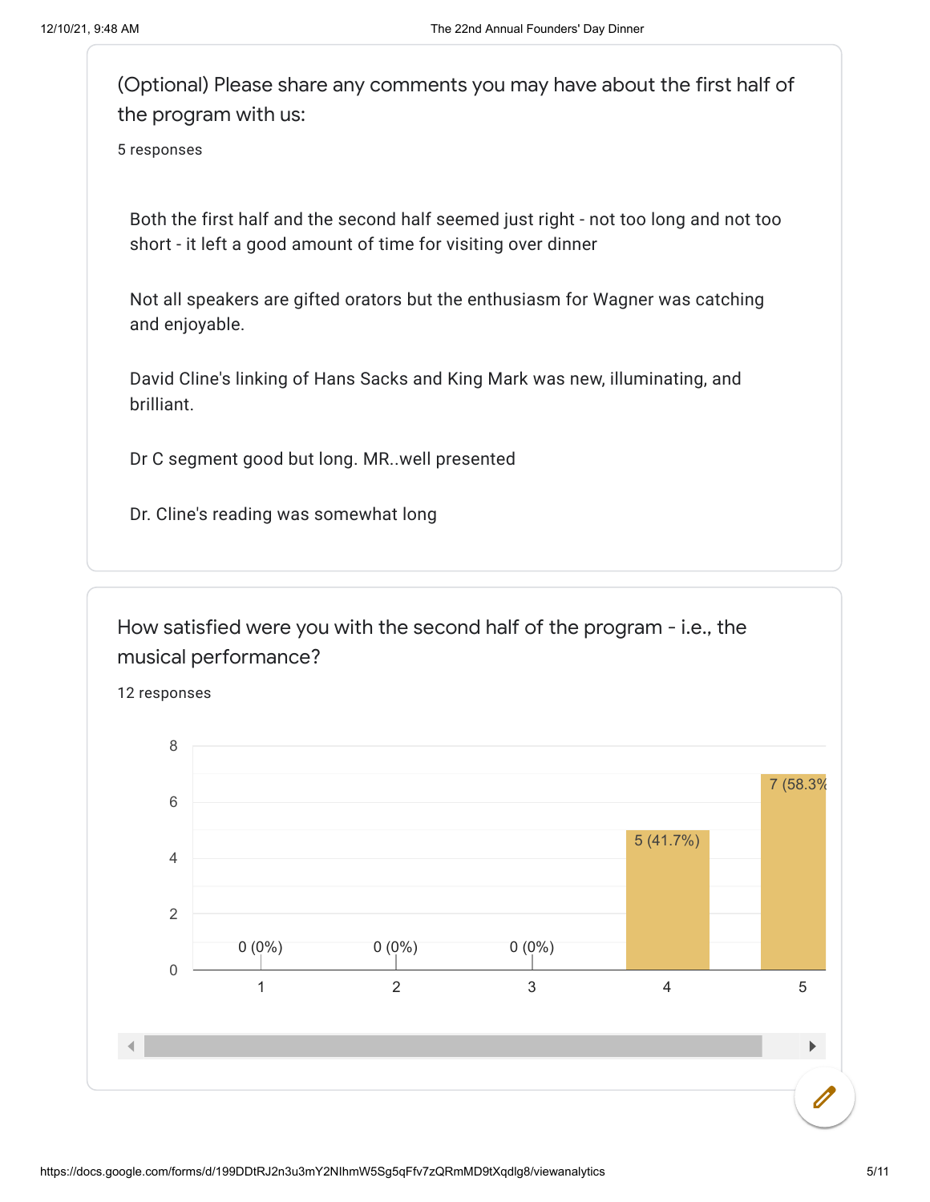(Optional) Please share any comments you may have about the first half of the program with us:

5 responses

Both the first half and the second half seemed just right - not too long and not too short - it left a good amount of time for visiting over dinner

Not all speakers are gifted orators but the enthusiasm for Wagner was catching and enjoyable.

David Cline's linking of Hans Sacks and King Mark was new, illuminating, and brilliant.

Dr C segment good but long. MR..well presented

Dr. Cline's reading was somewhat long

How satisfied were you with the second half of the program - i.e., the musical performance?

12 responses

8
6
4
2
0

0 (0%)
0 (0%)
0 (0%)
5 (41.7%)
7 (58.3%

1
2
3
4
5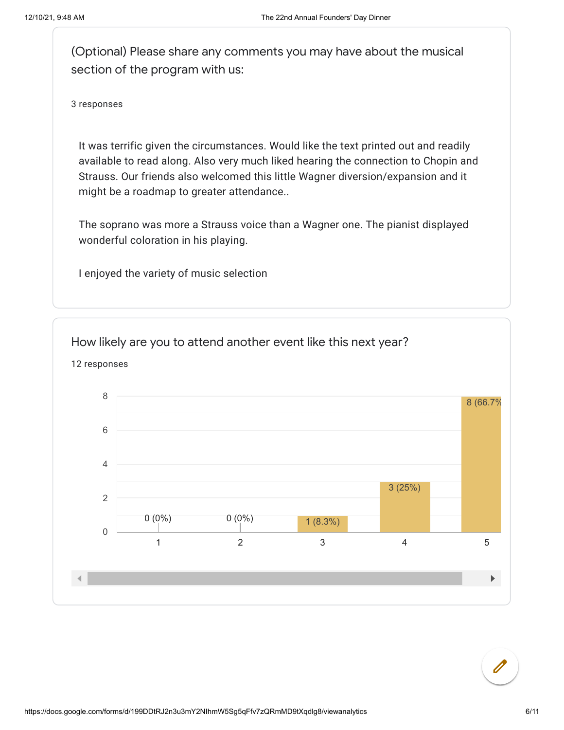(Optional) Please share any comments you may have about the musical section of the program with us:

3 responses

It was terrific given the circumstances. Would like the text printed out and readily available to read along. Also very much liked hearing the connection to Chopin and Strauss. Our friends also welcomed this little Wagner diversion/expansion and it might be a roadmap to greater attendance..

The soprano was more a Strauss voice than a Wagner one. The pianist displayed wonderful coloration in his playing.

I enjoyed the variety of music selection

How likely are you to attend another event like this next year?

12 responses

8
6
4
2
0

0 (0%)
0 (0%)
1 (8.3%)
3 (25%)
8 (66.7%

1
2
3
4
5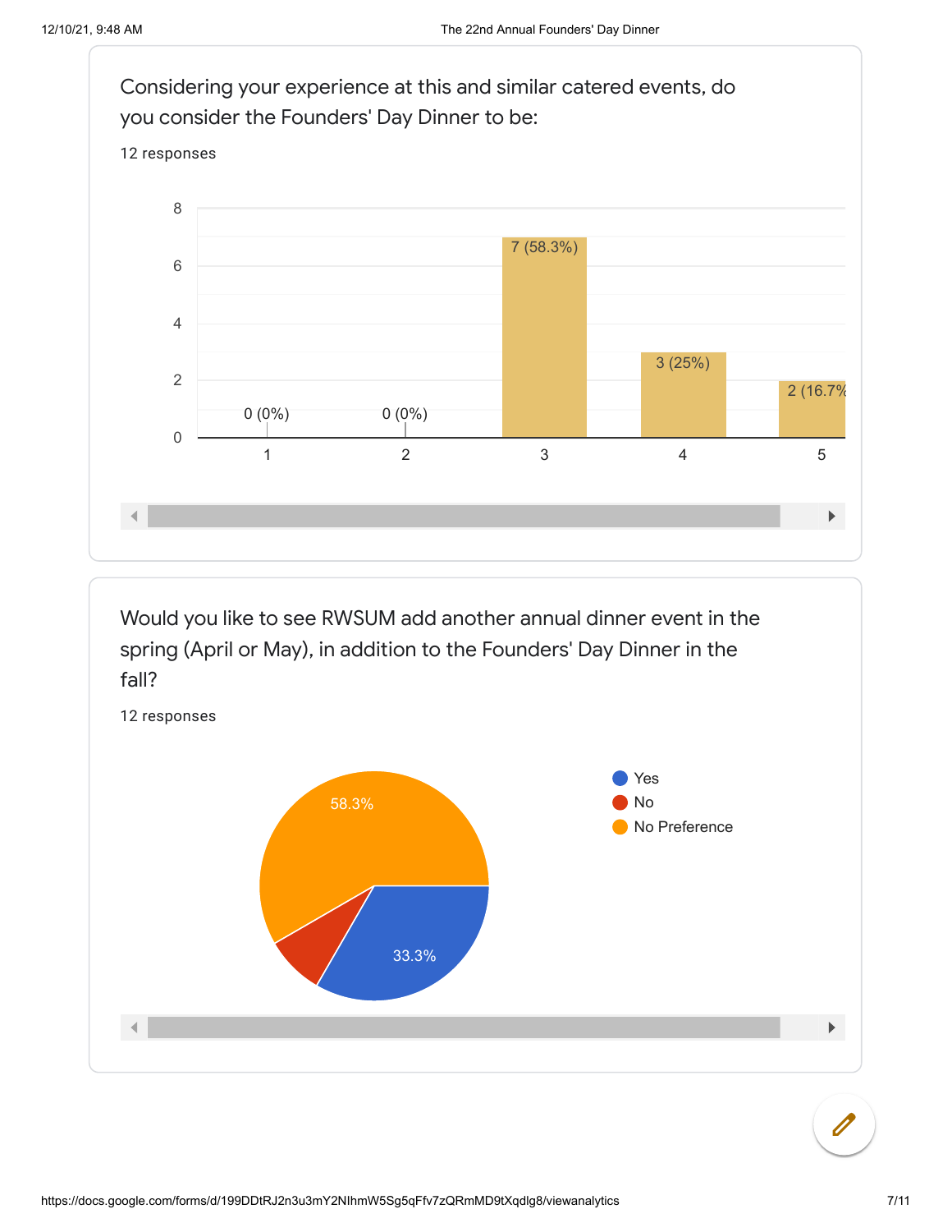Considering your experience at this and similar catered events, do you consider the Founders' Day Dinner to be:

12 responses

8
6
4
2
0

0 (0%)
0 (0%)
7 (58.3%)
3 (25%)
2 (16.7%

1
2
3
4
5

Would you like to see RWSUM add another annual dinner event in the spring (April or May), in addition to the Founders' Day Dinner in the fall?

12 responses

58.3%
33.3%

Yes
No
No Preference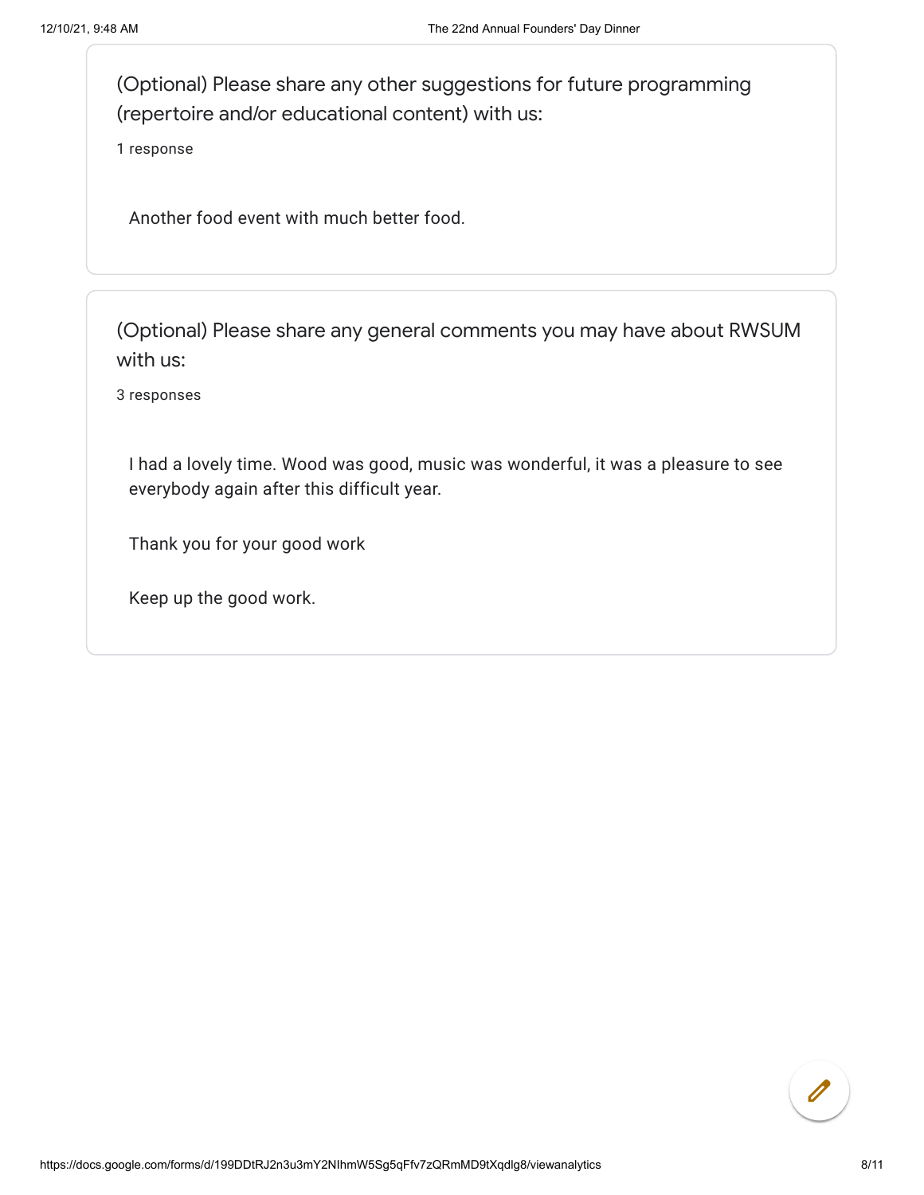(Optional) Please share any other suggestions for future programming (repertoire and/or educational content) with us:

1 response

Another food event with much better food.

(Optional) Please share any general comments you may have about RWSUM with us:

3 responses

I had a lovely time. Wood was good, music was wonderful, it was a pleasure to see everybody again after this difficult year.

Thank you for your good work

Keep up the good work.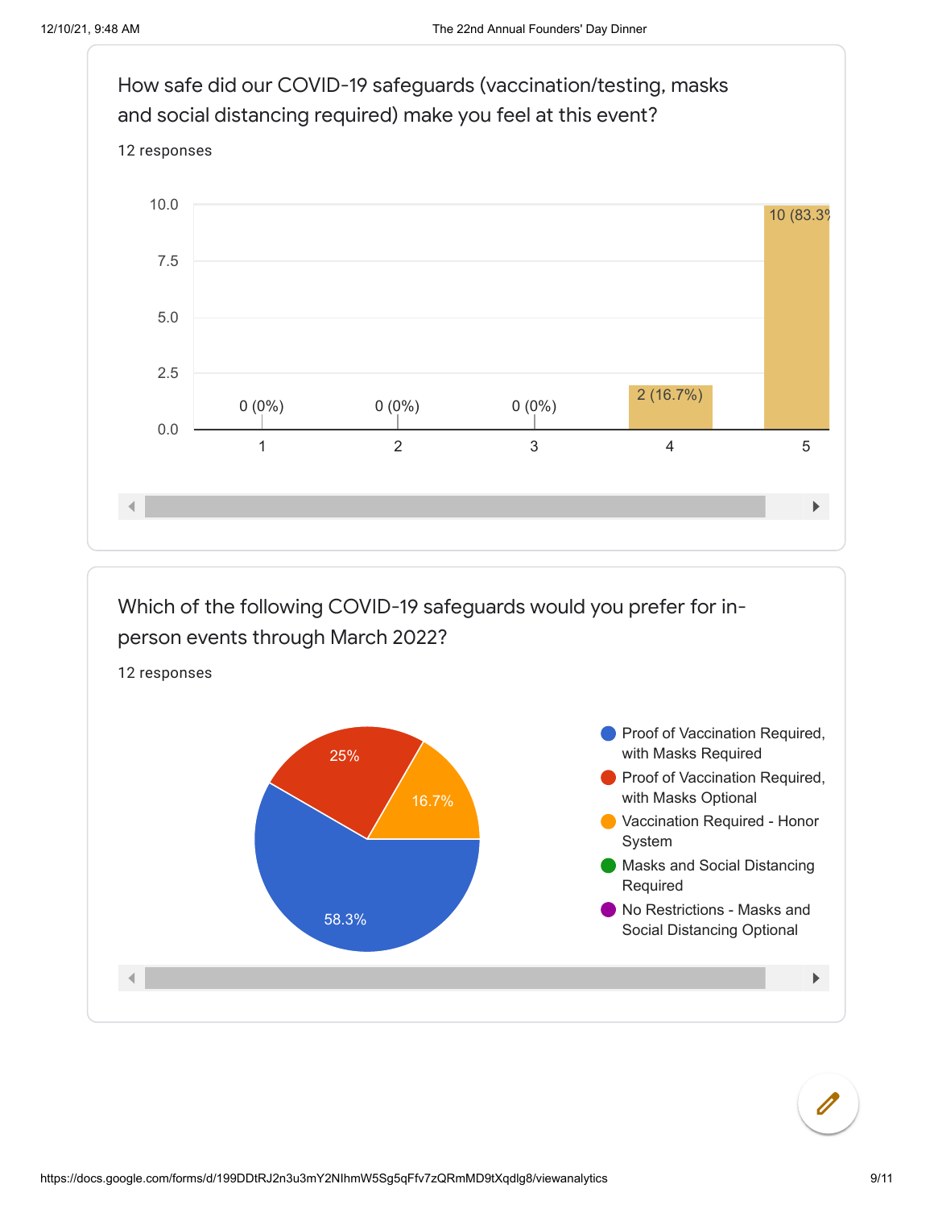How safe did our COVID-19 safeguards (vaccination/testing, masks and social distancing required) make you feel at this event?

12 responses

10.0
7.5
5.0
2.5
0.0

0 (0%)
0 (0%)
0 (0%)
2 (16.7%)
10 (83.3%

1
2
3
4
5

Which of the following COVID-19 safeguards would you prefer for in-person events through March 2022?

12 responses

25%
16.7%
58.3%

- Proof of Vaccination Required, with Masks Required
- Proof of Vaccination Required, with Masks Optional
- Vaccination Required - Honor System
- Masks and Social Distancing Required
- No Restrictions - Masks and Social Distancing Optional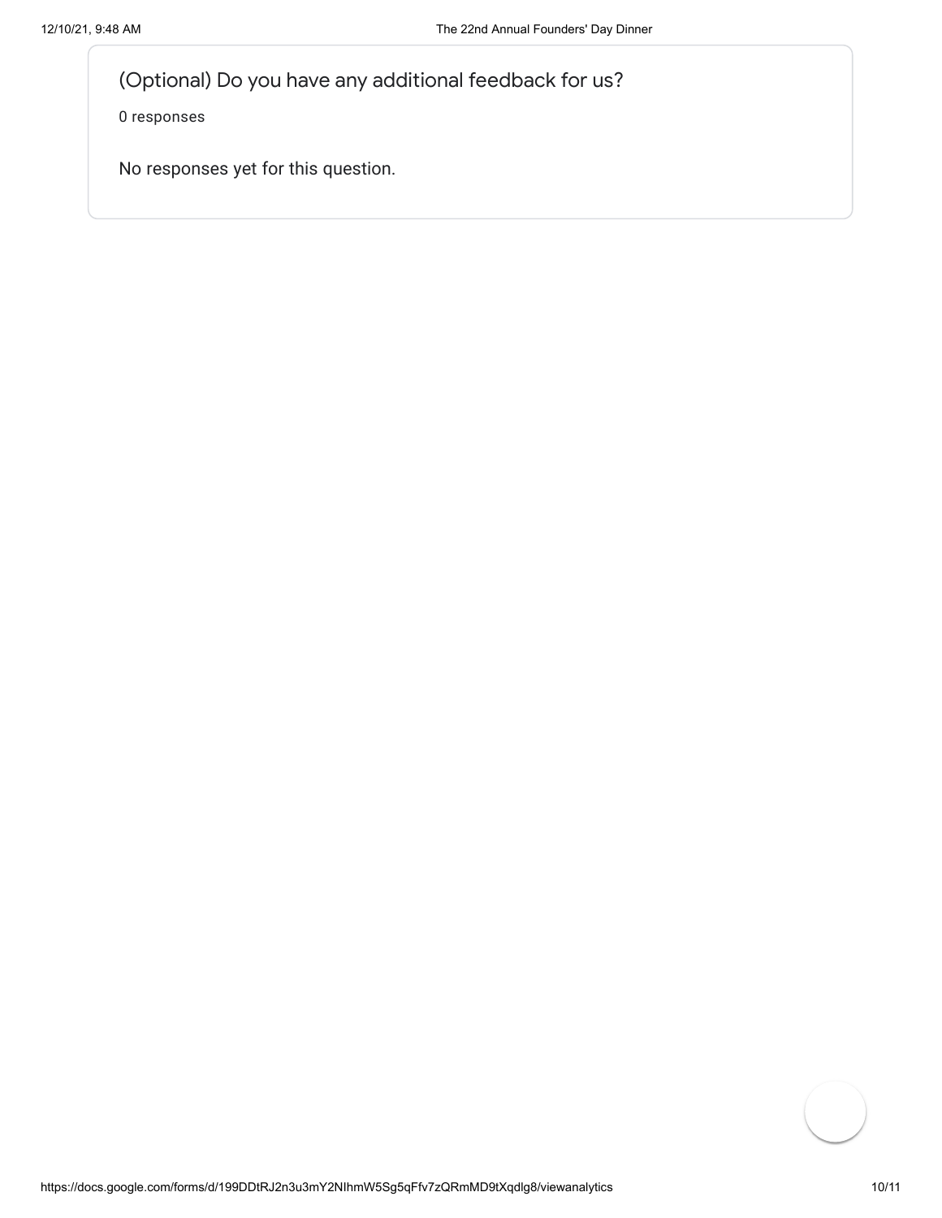## (Optional) Do you have any additional feedback for us?

0 responses

No responses yet for this question.